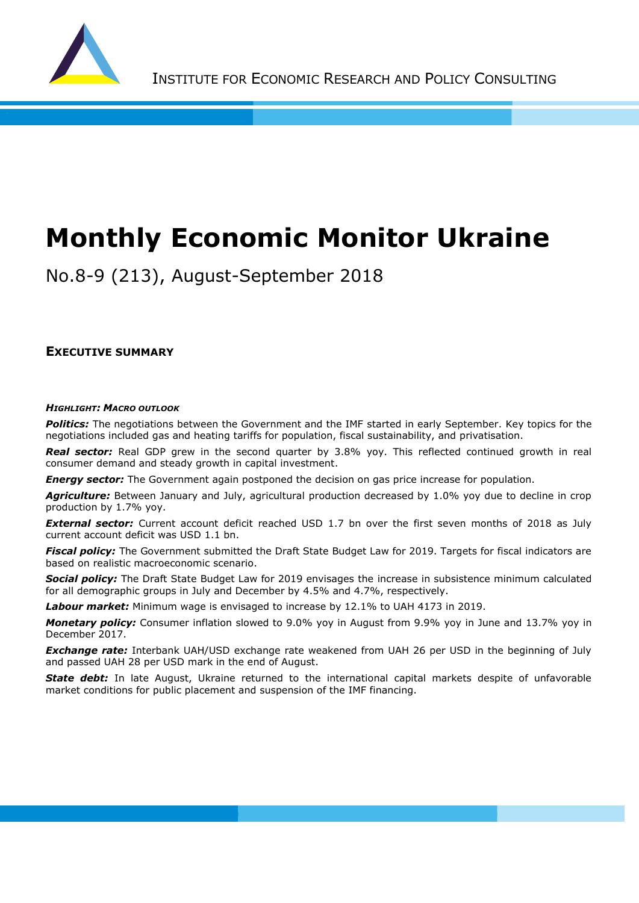INSTITUTE FOR ECONOMIC RESEARCH AND POLICY CONSULTING

# Monthly Economic Monitor Ukraine

No.8-9 (213), August-September 2018

## EXECUTIVE SUMMARY

***HIGHLIGHT: MACRO OUTLOOK***

***Politics:*** The negotiations between the Government and the IMF started in early September. Key topics for the negotiations included gas and heating tariffs for population, fiscal sustainability, and privatisation.

***Real sector:*** Real GDP grew in the second quarter by 3.8% yoy. This reflected continued growth in real consumer demand and steady growth in capital investment.

***Energy sector:*** The Government again postponed the decision on gas price increase for population.

***Agriculture:*** Between January and July, agricultural production decreased by 1.0% yoy due to decline in crop production by 1.7% yoy.

***External sector:*** Current account deficit reached USD 1.7 bn over the first seven months of 2018 as July current account deficit was USD 1.1 bn.

***Fiscal policy:*** The Government submitted the Draft State Budget Law for 2019. Targets for fiscal indicators are based on realistic macroeconomic scenario.

***Social policy:*** The Draft State Budget Law for 2019 envisages the increase in subsistence minimum calculated for all demographic groups in July and December by 4.5% and 4.7%, respectively.

***Labour market:*** Minimum wage is envisaged to increase by 12.1% to UAH 4173 in 2019.

***Monetary policy:*** Consumer inflation slowed to 9.0% yoy in August from 9.9% yoy in June and 13.7% yoy in December 2017.

***Exchange rate:*** Interbank UAH/USD exchange rate weakened from UAH 26 per USD in the beginning of July and passed UAH 28 per USD mark in the end of August.

***State debt:*** In late August, Ukraine returned to the international capital markets despite of unfavorable market conditions for public placement and suspension of the IMF financing.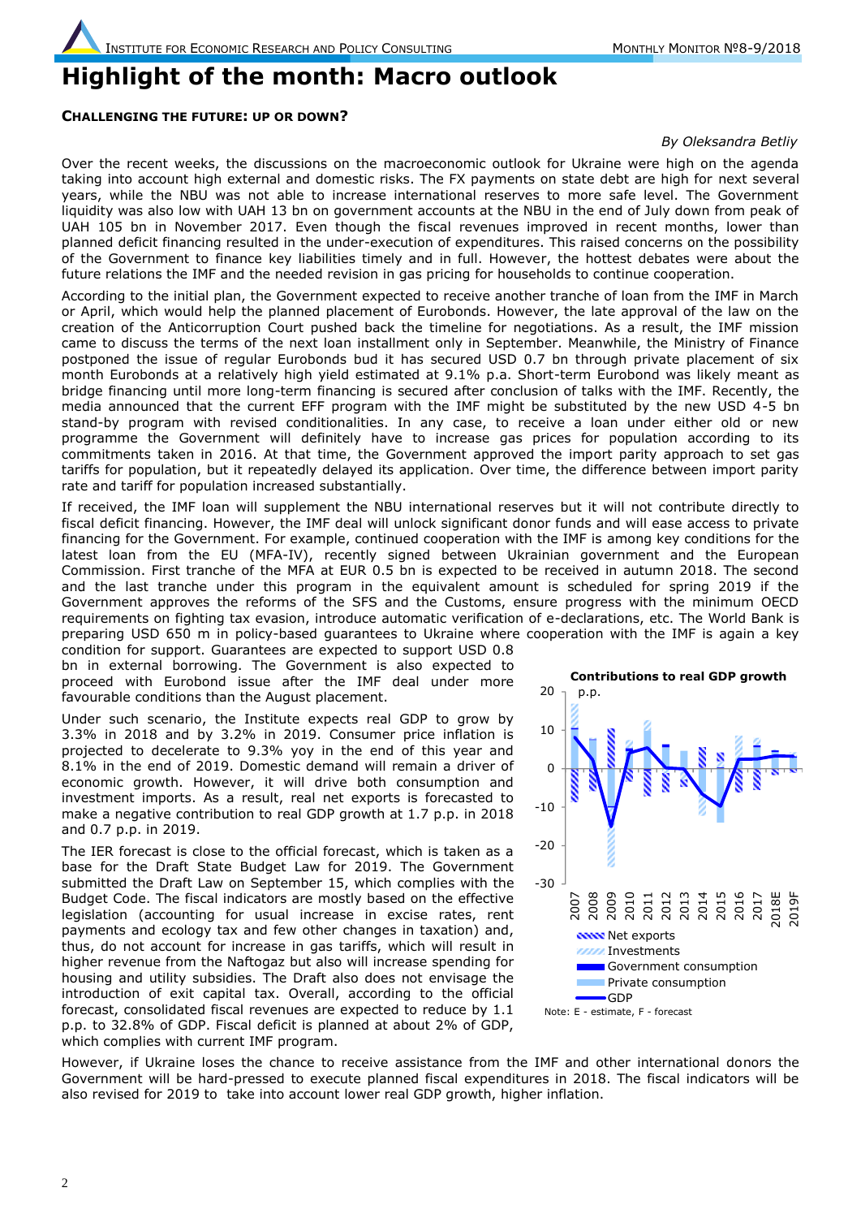# Highlight of the month: Macro outlook

**CHALLENGING THE FUTURE: UP OR DOWN?**

*By Oleksandra Betliy*

Over the recent weeks, the discussions on the macroeconomic outlook for Ukraine were high on the agenda taking into account high external and domestic risks. The FX payments on state debt are high for next several years, while the NBU was not able to increase international reserves to more safe level. The Government liquidity was also low with UAH 13 bn on government accounts at the NBU in the end of July down from peak of UAH 105 bn in November 2017. Even though the fiscal revenues improved in recent months, lower than planned deficit financing resulted in the under-execution of expenditures. This raised concerns on the possibility of the Government to finance key liabilities timely and in full. However, the hottest debates were about the future relations the IMF and the needed revision in gas pricing for households to continue cooperation.

According to the initial plan, the Government expected to receive another tranche of loan from the IMF in March or April, which would help the planned placement of Eurobonds. However, the late approval of the law on the creation of the Anticorruption Court pushed back the timeline for negotiations. As a result, the IMF mission came to discuss the terms of the next loan installment only in September. Meanwhile, the Ministry of Finance postponed the issue of regular Eurobonds bud it has secured USD 0.7 bn through private placement of six month Eurobonds at a relatively high yield estimated at 9.1% p.a. Short-term Eurobond was likely meant as bridge financing until more long-term financing is secured after conclusion of talks with the IMF. Recently, the media announced that the current EFF program with the IMF might be substituted by the new USD 4-5 bn stand-by program with revised conditionalities. In any case, to receive a loan under either old or new programme the Government will definitely have to increase gas prices for population according to its commitments taken in 2016. At that time, the Government approved the import parity approach to set gas tariffs for population, but it repeatedly delayed its application. Over time, the difference between import parity rate and tariff for population increased substantially.

If received, the IMF loan will supplement the NBU international reserves but it will not contribute directly to fiscal deficit financing. However, the IMF deal will unlock significant donor funds and will ease access to private financing for the Government. For example, continued cooperation with the IMF is among key conditions for the latest loan from the EU (MFA-IV), recently signed between Ukrainian government and the European Commission. First tranche of the MFA at EUR 0.5 bn is expected to be received in autumn 2018. The second and the last tranche under this program in the equivalent amount is scheduled for spring 2019 if the Government approves the reforms of the SFS and the Customs, ensure progress with the minimum OECD requirements on fighting tax evasion, introduce automatic verification of e-declarations, etc. The World Bank is preparing USD 650 m in policy-based guarantees to Ukraine where cooperation with the IMF is again a key condition for support. Guarantees are expected to support USD 0.8 bn in external borrowing. The Government is also expected to proceed with Eurobond issue after the IMF deal under more favourable conditions than the August placement.

Under such scenario, the Institute expects real GDP to grow by 3.3% in 2018 and by 3.2% in 2019. Consumer price inflation is projected to decelerate to 9.3% yoy in the end of this year and 8.1% in the end of 2019. Domestic demand will remain a driver of economic growth. However, it will drive both consumption and investment imports. As a result, real net exports is forecasted to make a negative contribution to real GDP growth at 1.7 p.p. in 2018 and 0.7 p.p. in 2019.

The IER forecast is close to the official forecast, which is taken as a base for the Draft State Budget Law for 2019. The Government submitted the Draft Law on September 15, which complies with the Budget Code. The fiscal indicators are mostly based on the effective legislation (accounting for usual increase in excise rates, rent payments and ecology tax and few other changes in taxation) and, thus, do not account for increase in gas tariffs, which will result in higher revenue from the Naftogaz but also will increase spending for housing and utility subsidies. The Draft also does not envisage the introduction of exit capital tax. Overall, according to the official forecast, consolidated fiscal revenues are expected to reduce by 1.1 p.p. to 32.8% of GDP. Fiscal deficit is planned at about 2% of GDP, which complies with current IMF program.

**Contributions to real GDP growth**

p.p.

20
10
0
-10
-20
-30

2007 2008 2009 2010 2011 2012 2013 2014 2015 2016 2017 2018E 2019F

Net exports
Investments
Government consumption
Private consumption
GDP

Note: E - estimate, F - forecast

However, if Ukraine loses the chance to receive assistance from the IMF and other international donors the Government will be hard-pressed to execute planned fiscal expenditures in 2018. The fiscal indicators will be also revised for 2019 to take into account lower real GDP growth, higher inflation.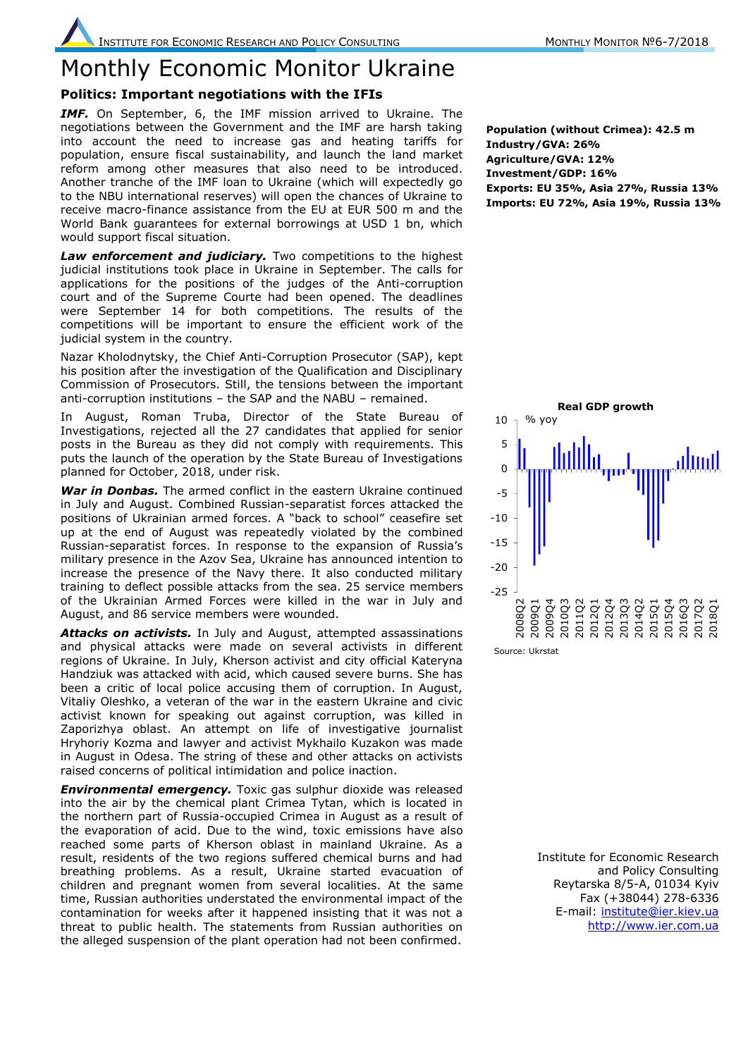# Monthly Economic Monitor Ukraine

## Politics: Important negotiations with the IFIs

***IMF.*** On September, 6, the IMF mission arrived to Ukraine. The negotiations between the Government and the IMF are harsh taking into account the need to increase gas and heating tariffs for population, ensure fiscal sustainability, and launch the land market reform among other measures that also need to be introduced. Another tranche of the IMF loan to Ukraine (which will expectedly go to the NBU international reserves) will open the chances of Ukraine to receive macro-finance assistance from the EU at EUR 500 m and the World Bank guarantees for external borrowings at USD 1 bn, which would support fiscal situation.

***Law enforcement and judiciary.*** Two competitions to the highest judicial institutions took place in Ukraine in September. The calls for applications for the positions of the judges of the Anti-corruption court and of the Supreme Courte had been opened. The deadlines were September 14 for both competitions. The results of the competitions will be important to ensure the efficient work of the judicial system in the country.

Nazar Kholodnytsky, the Chief Anti-Corruption Prosecutor (SAP), kept his position after the investigation of the Qualification and Disciplinary Commission of Prosecutors. Still, the tensions between the important anti-corruption institutions – the SAP and the NABU – remained.

In August, Roman Truba, Director of the State Bureau of Investigations, rejected all the 27 candidates that applied for senior posts in the Bureau as they did not comply with requirements. This puts the launch of the operation by the State Bureau of Investigations planned for October, 2018, under risk.

***War in Donbas.*** The armed conflict in the eastern Ukraine continued in July and August. Combined Russian-separatist forces attacked the positions of Ukrainian armed forces. A "back to school" ceasefire set up at the end of August was repeatedly violated by the combined Russian-separatist forces. In response to the expansion of Russia's military presence in the Azov Sea, Ukraine has announced intention to increase the presence of the Navy there. It also conducted military training to deflect possible attacks from the sea. 25 service members of the Ukrainian Armed Forces were killed in the war in July and August, and 86 service members were wounded.

***Attacks on activists.*** In July and August, attempted assassinations and physical attacks were made on several activists in different regions of Ukraine. In July, Kherson activist and city official Kateryna Handziuk was attacked with acid, which caused severe burns. She has been a critic of local police accusing them of corruption. In August, Vitaliy Oleshko, a veteran of the war in the eastern Ukraine and civic activist known for speaking out against corruption, was killed in Zaporizhya oblast. An attempt on life of investigative journalist Hryhoriy Kozma and lawyer and activist Mykhailo Kuzakon was made in August in Odesa. The string of these and other attacks on activists raised concerns of political intimidation and police inaction.

***Environmental emergency.*** Toxic gas sulphur dioxide was released into the air by the chemical plant Crimea Tytan, which is located in the northern part of Russia-occupied Crimea in August as a result of the evaporation of acid. Due to the wind, toxic emissions have also reached some parts of Kherson oblast in mainland Ukraine. As a result, residents of the two regions suffered chemical burns and had breathing problems. As a result, Ukraine started evacuation of children and pregnant women from several localities. At the same time, Russian authorities understated the environmental impact of the contamination for weeks after it happened insisting that it was not a threat to public health. The statements from Russian authorities on the alleged suspension of the plant operation had not been confirmed.

**Population (without Crimea): 42.5 m**
**Industry/GVA: 26%**
**Agriculture/GVA: 12%**
**Investment/GDP: 16%**
**Exports: EU 35%, Asia 27%, Russia 13%**
**Imports: EU 72%, Asia 19%, Russia 13%**

**Real GDP growth**

% yoy

10
5
0
-5
-10
-15
-20
-25

2008Q2 2009Q1 2009Q4 2010Q3 2011Q2 2012Q1 2012Q4 2013Q3 2014Q2 2015Q1 2015Q4 2016Q3 2017Q2 2018Q1

Source: Ukrstat

Institute for Economic Research
and Policy Consulting
Reytarska 8/5-A, 01034 Kyiv
Fax (+38044) 278-6336
E-mail: institute@ier.kiev.ua
http://www.ier.com.ua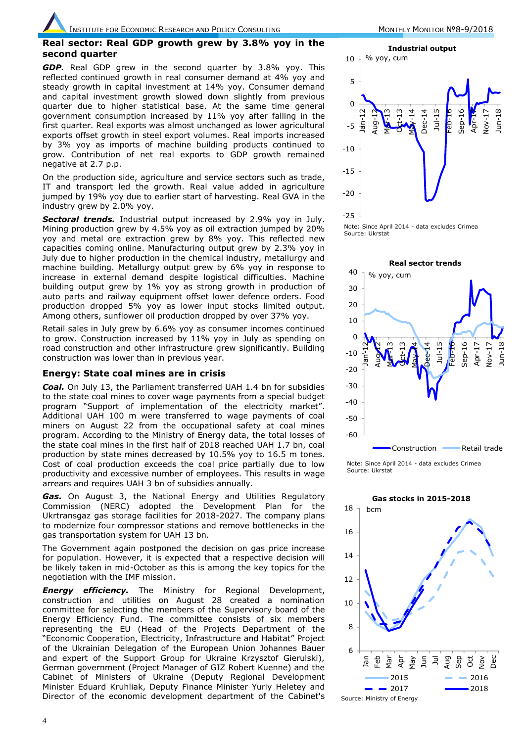## Real sector: Real GDP growth grew by 3.8% yoy in the second quarter

***GDP.*** Real GDP grew in the second quarter by 3.8% yoy. This reflected continued growth in real consumer demand at 4% yoy and steady growth in capital investment at 14% yoy. Consumer demand and capital investment growth slowed down slightly from previous quarter due to higher statistical base. At the same time general government consumption increased by 11% yoy after falling in the first quarter. Real exports was almost unchanged as lower agricultural exports offset growth in steel export volumes. Real imports increased by 3% yoy as imports of machine building products continued to grow. Contribution of net real exports to GDP growth remained negative at 2.7 p.p.

On the production side, agriculture and service sectors such as trade, IT and transport led the growth. Real value added in agriculture jumped by 19% yoy due to earlier start of harvesting. Real GVA in the industry grew by 2.0% yoy.

***Sectoral trends.*** Industrial output increased by 2.9% yoy in July. Mining production grew by 4.5% yoy as oil extraction jumped by 20% yoy and metal ore extraction grew by 8% yoy. This reflected new capacities coming online. Manufacturing output grew by 2.3% yoy in July due to higher production in the chemical industry, metallurgy and machine building. Metallurgy output grew by 6% yoy in response to increase in external demand despite logistical difficulties. Machine building output grew by 1% yoy as strong growth in production of auto parts and railway equipment offset lower defence orders. Food production dropped 5% yoy as lower input stocks limited output. Among others, sunflower oil production dropped by over 37% yoy.

Retail sales in July grew by 6.6% yoy as consumer incomes continued to grow. Construction increased by 11% yoy in July as spending on road construction and other infrastructure grew significantly. Building construction was lower than in previous year.

## Energy: State coal mines are in crisis

***Coal.*** On July 13, the Parliament transferred UAH 1.4 bn for subsidies to the state coal mines to cover wage payments from a special budget program "Support of implementation of the electricity market". Additional UAH 100 m were transferred to wage payments of coal miners on August 22 from the occupational safety at coal mines program. According to the Ministry of Energy data, the total losses of the state coal mines in the first half of 2018 reached UAH 1.7 bn, coal production by state mines decreased by 10.5% yoy to 16.5 m tones. Cost of coal production exceeds the coal price partially due to low productivity and excessive number of employees. This results in wage arrears and requires UAH 3 bn of subsidies annually.

***Gas.*** On August 3, the National Energy and Utilities Regulatory Commission (NERC) adopted the Development Plan for the Ukrtransgaz gas storage facilities for 2018-2027. The company plans to modernize four compressor stations and remove bottlenecks in the gas transportation system for UAH 13 bn.

The Government again postponed the decision on gas price increase for population. However, it is expected that a respective decision will be likely taken in mid-October as this is among the key topics for the negotiation with the IMF mission.

***Energy efficiency.*** The Ministry for Regional Development, construction and utilities on August 28 created a nomination committee for selecting the members of the Supervisory board of the Energy Efficiency Fund. The committee consists of six members representing the EU (Head of the Projects Department of the "Economic Cooperation, Electricity, Infrastructure and Habitat" Project of the Ukrainian Delegation of the European Union Johannes Bauer and expert of the Support Group for Ukraine Krzysztof Gierulski), German government (Project Manager of GIZ Robert Kuenne) and the Cabinet of Ministers of Ukraine (Deputy Regional Development Minister Eduard Kruhliak, Deputy Finance Minister Yuriy Heletey and Director of the economic development department of the Cabinet's

**Industrial output**

% yoy, cum

10
5
0
-5
-10
-15
-20
-25

Jan-12, Aug-12, Mar-13, Oct-13, May-14, Dec-14, Jul-15, Feb-16, Sep-16, Apr-17, Nov-17, Jun-18

Note: Since April 2014 - data excludes Crimea
Source: Ukrstat

**Real sector trends**

% yoy, cum

40
30
20
10
0
-10
-20
-30
-40
-50
-60

Jan-12, Aug-12, Mar-13, Oct-13, May-14, Dec-14, Jul-15, Feb-16, Sep-16, Apr-17, Nov-17, Jun-18

Construction
Retail trade

Note: Since April 2014 - data excludes Crimea
Source: Ukrstat

**Gas stocks in 2015-2018**

bcm

18
16
14
12
10
8
6

Jan, Feb, Mar, Apr, May, Jun, Jul, Aug, Sep, Oct, Nov, Dec

2015
2016
2017
2018

Source: Ministry of Energy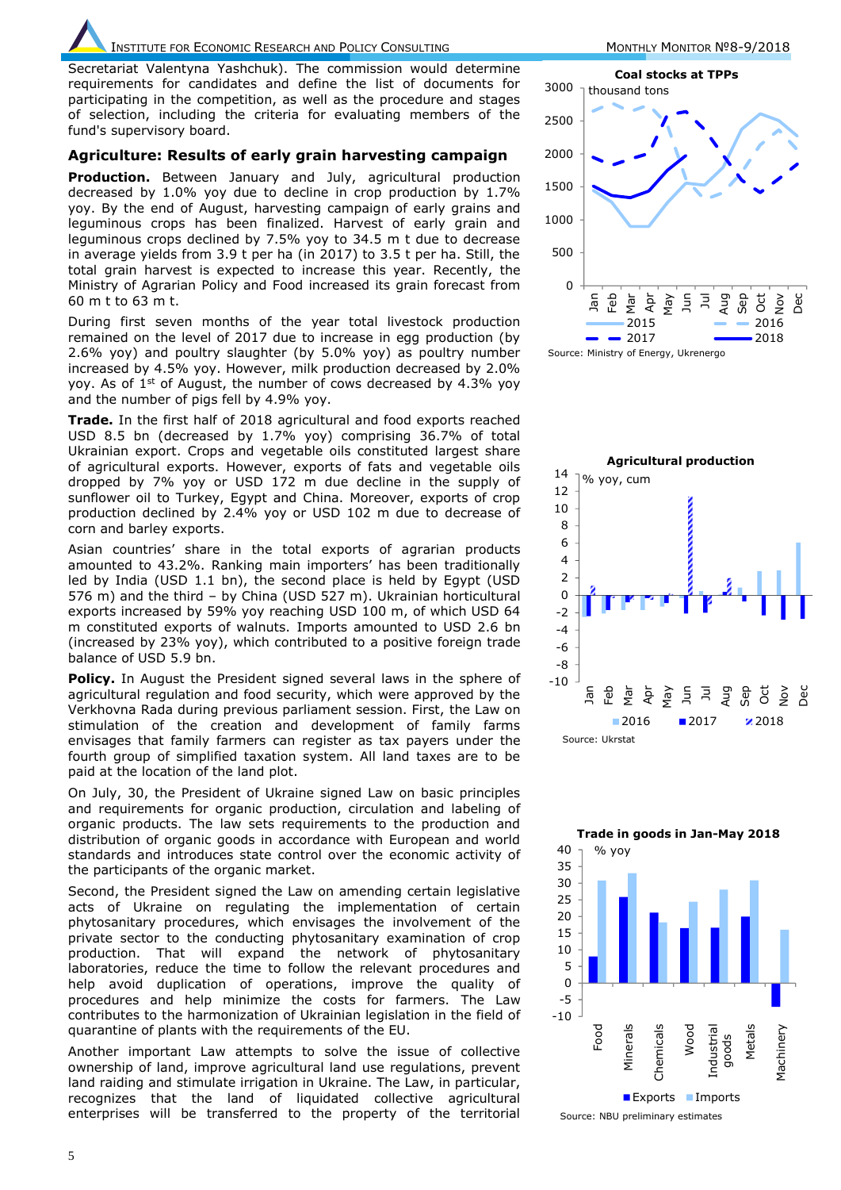Secretariat Valentyna Yashchuk). The commission would determine requirements for candidates and define the list of documents for participating in the competition, as well as the procedure and stages of selection, including the criteria for evaluating members of the fund's supervisory board.

## Agriculture: Results of early grain harvesting campaign

**Production.** Between January and July, agricultural production decreased by 1.0% yoy due to decline in crop production by 1.7% yoy. By the end of August, harvesting campaign of early grains and leguminous crops has been finalized. Harvest of early grain and leguminous crops declined by 7.5% yoy to 34.5 m t due to decrease in average yields from 3.9 t per ha (in 2017) to 3.5 t per ha. Still, the total grain harvest is expected to increase this year. Recently, the Ministry of Agrarian Policy and Food increased its grain forecast from 60 m t to 63 m t.

During first seven months of the year total livestock production remained on the level of 2017 due to increase in egg production (by 2.6% yoy) and poultry slaughter (by 5.0% yoy) as poultry number increased by 4.5% yoy. However, milk production decreased by 2.0% yoy. As of 1st of August, the number of cows decreased by 4.3% yoy and the number of pigs fell by 4.9% yoy.

**Trade.** In the first half of 2018 agricultural and food exports reached USD 8.5 bn (decreased by 1.7% yoy) comprising 36.7% of total Ukrainian export. Crops and vegetable oils constituted largest share of agricultural exports. However, exports of fats and vegetable oils dropped by 7% yoy or USD 172 m due decline in the supply of sunflower oil to Turkey, Egypt and China. Moreover, exports of crop production declined by 2.4% yoy or USD 102 m due to decrease of corn and barley exports.

Asian countries' share in the total exports of agrarian products amounted to 43.2%. Ranking main importers' has been traditionally led by India (USD 1.1 bn), the second place is held by Egypt (USD 576 m) and the third – by China (USD 527 m). Ukrainian horticultural exports increased by 59% yoy reaching USD 100 m, of which USD 64 m constituted exports of walnuts. Imports amounted to USD 2.6 bn (increased by 23% yoy), which contributed to a positive foreign trade balance of USD 5.9 bn.

**Policy.** In August the President signed several laws in the sphere of agricultural regulation and food security, which were approved by the Verkhovna Rada during previous parliament session. First, the Law on stimulation of the creation and development of family farms envisages that family farmers can register as tax payers under the fourth group of simplified taxation system. All land taxes are to be paid at the location of the land plot.

On July, 30, the President of Ukraine signed Law on basic principles and requirements for organic production, circulation and labeling of organic products. The law sets requirements to the production and distribution of organic goods in accordance with European and world standards and introduces state control over the economic activity of the participants of the organic market.

Second, the President signed the Law on amending certain legislative acts of Ukraine on regulating the implementation of certain phytosanitary procedures, which envisages the involvement of the private sector to the conducting phytosanitary examination of crop production. That will expand the network of phytosanitary laboratories, reduce the time to follow the relevant procedures and help avoid duplication of operations, improve the quality of procedures and help minimize the costs for farmers. The Law contributes to the harmonization of Ukrainian legislation in the field of quarantine of plants with the requirements of the EU.

Another important Law attempts to solve the issue of collective ownership of land, improve agricultural land use regulations, prevent land raiding and stimulate irrigation in Ukraine. The Law, in particular, recognizes that the land of liquidated collective agricultural enterprises will be transferred to the property of the territorial

**Coal stocks at TPPs**
thousand tons
3000, 2500, 2000, 1500, 1000, 500, 0
Jan Feb Mar Apr May Jun Jul Aug Sep Oct Nov Dec
2015, 2016, 2017, 2018
Source: Ministry of Energy, Ukrenergo

**Agricultural production**
% yoy, cum
14, 12, 10, 8, 6, 4, 2, 0, -2, -4, -6, -8, -10
Jan Feb Mar Apr May Jun Jul Aug Sep Oct Nov Dec
2016, 2017, 2018
Source: Ukrstat

**Trade in goods in Jan-May 2018**
% yoy
40, 35, 30, 25, 20, 15, 10, 5, 0, -5, -10
Food, Minerals, Chemicals, Wood, Industrial goods, Metals, Machinery
Exports, Imports
Source: NBU preliminary estimates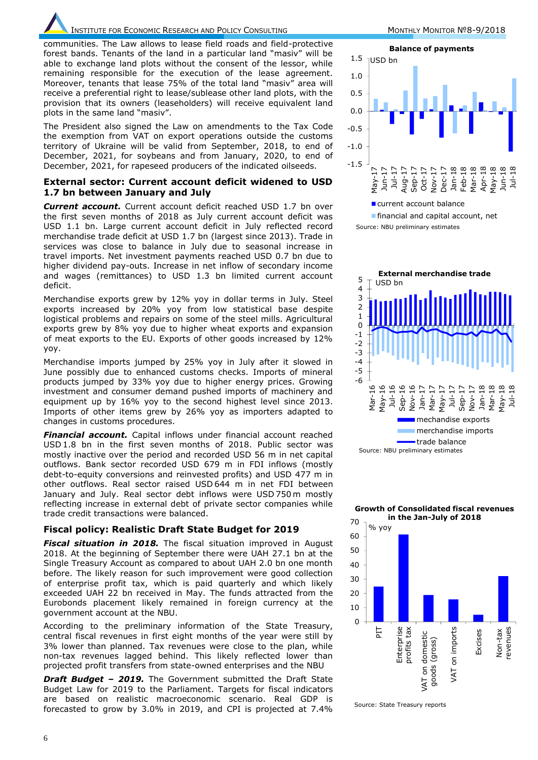communities. The Law allows to lease field roads and field-protective forest bands. Tenants of the land in a particular land "masiv" will be able to exchange land plots without the consent of the lessor, while remaining responsible for the execution of the lease agreement. Moreover, tenants that lease 75% of the total land "masiv" area will receive a preferential right to lease/sublease other land plots, with the provision that its owners (leaseholders) will receive equivalent land plots in the same land "masiv".

The President also signed the Law on amendments to the Tax Code the exemption from VAT on export operations outside the customs territory of Ukraine will be valid from September, 2018, to end of December, 2021, for soybeans and from January, 2020, to end of December, 2021, for rapeseed producers of the indicated oilseeds.

## External sector: Current account deficit widened to USD 1.7 bn between January and July

***Current account.*** Current account deficit reached USD 1.7 bn over the first seven months of 2018 as July current account deficit was USD 1.1 bn. Large current account deficit in July reflected record merchandise trade deficit at USD 1.7 bn (largest since 2013). Trade in services was close to balance in July due to seasonal increase in travel imports. Net investment payments reached USD 0.7 bn due to higher dividend pay-outs. Increase in net inflow of secondary income and wages (remittances) to USD 1.3 bn limited current account deficit.

Merchandise exports grew by 12% yoy in dollar terms in July. Steel exports increased by 20% yoy from low statistical base despite logistical problems and repairs on some of the steel mills. Agricultural exports grew by 8% yoy due to higher wheat exports and expansion of meat exports to the EU. Exports of other goods increased by 12% yoy.

Merchandise imports jumped by 25% yoy in July after it slowed in June possibly due to enhanced customs checks. Imports of mineral products jumped by 33% yoy due to higher energy prices. Growing investment and consumer demand pushed imports of machinery and equipment up by 16% yoy to the second highest level since 2013. Imports of other items grew by 26% yoy as importers adapted to changes in customs procedures.

***Financial account.*** Capital inflows under financial account reached USD 1.8 bn in the first seven months of 2018. Public sector was mostly inactive over the period and recorded USD 56 m in net capital outflows. Bank sector recorded USD 679 m in FDI inflows (mostly debt-to-equity conversions and reinvested profits) and USD 477 m in other outflows. Real sector raised USD 644 m in net FDI between January and July. Real sector debt inflows were USD 750 m mostly reflecting increase in external debt of private sector companies while trade credit transactions were balanced.

## Fiscal policy: Realistic Draft State Budget for 2019

***Fiscal situation in 2018.*** The fiscal situation improved in August 2018. At the beginning of September there were UAH 27.1 bn at the Single Treasury Account as compared to about UAH 2.0 bn one month before. The likely reason for such improvement were good collection of enterprise profit tax, which is paid quarterly and which likely exceeded UAH 22 bn received in May. The funds attracted from the Eurobonds placement likely remained in foreign currency at the government account at the NBU.

According to the preliminary information of the State Treasury, central fiscal revenues in first eight months of the year were still by 3% lower than planned. Tax revenues were close to the plan, while non-tax revenues lagged behind. This likely reflected lower than projected profit transfers from state-owned enterprises and the NBU

***Draft Budget – 2019.*** The Government submitted the Draft State Budget Law for 2019 to the Parliament. Targets for fiscal indicators are based on realistic macroeconomic scenario. Real GDP is forecasted to grow by 3.0% in 2019, and CPI is projected at 7.4%

**Balance of payments**

USD bn

1.5
1.0
0.5
0.0
-0.5
-1.0
-1.5

May-17 Jun-17 Jul-17 Aug-17 Sep-17 Oct-17 Nov-17 Dec-17 Jan-18 Feb-18 Mar-18 Apr-18 May-18 Jun-18 Jul-18

current account balance
financial and capital account, net

Source: NBU preliminary estimates

**External merchandise trade**

USD bn

5
4
3
2
1
0
-1
-2
-3
-4
-5
-6

Mar-16 May-16 Jul-16 Sep-16 Nov-16 Jan-17 Mar-17 May-17 Jul-17 Sep-17 Nov-17 Jan-18 Mar-18 May-18 Jul-18

mechandise exports
merchandise imports
trade balance

Source: NBU preliminary estimates

**Growth of Consolidated fiscal revenues in the Jan-July of 2018**

% yoy

70
60
50
40
30
20
10
0

PIT
Enterprise profits tax
VAT on domestic goods (gross)
VAT on imports
Excises
Non-tax revenues

Source: State Treasury reports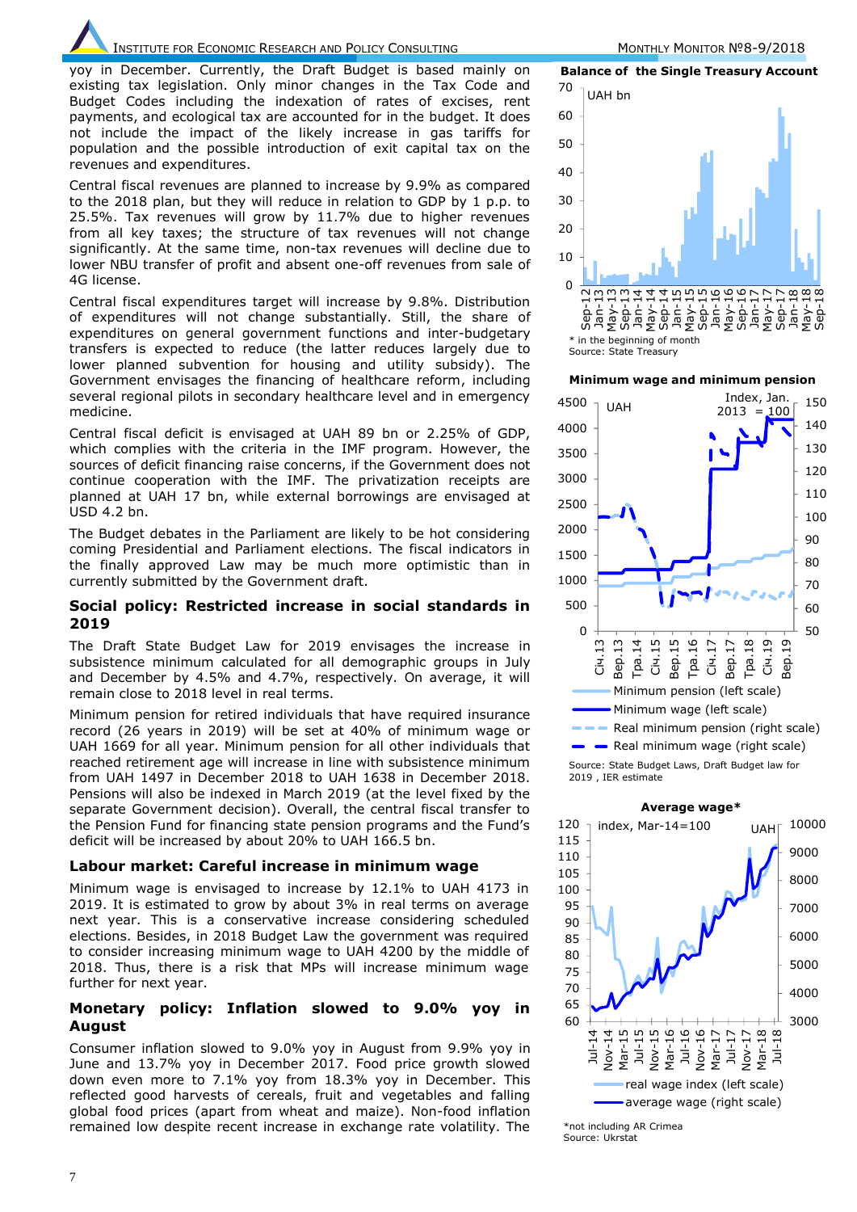yoy in December. Currently, the Draft Budget is based mainly on existing tax legislation. Only minor changes in the Tax Code and Budget Codes including the indexation of rates of excises, rent payments, and ecological tax are accounted for in the budget. It does not include the impact of the likely increase in gas tariffs for population and the possible introduction of exit capital tax on the revenues and expenditures.

Central fiscal revenues are planned to increase by 9.9% as compared to the 2018 plan, but they will reduce in relation to GDP by 1 p.p. to 25.5%. Tax revenues will grow by 11.7% due to higher revenues from all key taxes; the structure of tax revenues will not change significantly. At the same time, non-tax revenues will decline due to lower NBU transfer of profit and absent one-off revenues from sale of 4G license.

Central fiscal expenditures target will increase by 9.8%. Distribution of expenditures will not change substantially. Still, the share of expenditures on general government functions and inter-budgetary transfers is expected to reduce (the latter reduces largely due to lower planned subvention for housing and utility subsidy). The Government envisages the financing of healthcare reform, including several regional pilots in secondary healthcare level and in emergency medicine.

Central fiscal deficit is envisaged at UAH 89 bn or 2.25% of GDP, which complies with the criteria in the IMF program. However, the sources of deficit financing raise concerns, if the Government does not continue cooperation with the IMF. The privatization receipts are planned at UAH 17 bn, while external borrowings are envisaged at USD 4.2 bn.

The Budget debates in the Parliament are likely to be hot considering coming Presidential and Parliament elections. The fiscal indicators in the finally approved Law may be much more optimistic than in currently submitted by the Government draft.

### Social policy: Restricted increase in social standards in 2019

The Draft State Budget Law for 2019 envisages the increase in subsistence minimum calculated for all demographic groups in July and December by 4.5% and 4.7%, respectively. On average, it will remain close to 2018 level in real terms.

Minimum pension for retired individuals that have required insurance record (26 years in 2019) will be set at 40% of minimum wage or UAH 1669 for all year. Minimum pension for all other individuals that reached retirement age will increase in line with subsistence minimum from UAH 1497 in December 2018 to UAH 1638 in December 2018. Pensions will also be indexed in March 2019 (at the level fixed by the separate Government decision). Overall, the central fiscal transfer to the Pension Fund for financing state pension programs and the Fund's deficit will be increased by about 20% to UAH 166.5 bn.

### Labour market: Careful increase in minimum wage

Minimum wage is envisaged to increase by 12.1% to UAH 4173 in 2019. It is estimated to grow by about 3% in real terms on average next year. This is a conservative increase considering scheduled elections. Besides, in 2018 Budget Law the government was required to consider increasing minimum wage to UAH 4200 by the middle of 2018. Thus, there is a risk that MPs will increase minimum wage further for next year.

### Monetary policy: Inflation slowed to 9.0% yoy in August

Consumer inflation slowed to 9.0% yoy in August from 9.9% yoy in June and 13.7% yoy in December 2017. Food price growth slowed down even more to 7.1% yoy from 18.3% yoy in December. This reflected good harvests of cereals, fruit and vegetables and falling global food prices (apart from wheat and maize). Non-food inflation remained low despite recent increase in exchange rate volatility. The

**Balance of the Single Treasury Account**

UAH bn

* in the beginning of month
Source: State Treasury

**Minimum wage and minimum pension**

UAH
Index, Jan. 2013 = 100

Minimum pension (left scale)
Minimum wage (left scale)
Real minimum pension (right scale)
Real minimum wage (right scale)

Source: State Budget Laws, Draft Budget law for 2019 , IER estimate

**Average wage***

index, Mar-14=100
UAH

real wage index (left scale)
average wage (right scale)

*not including AR Crimea
Source: Ukrstat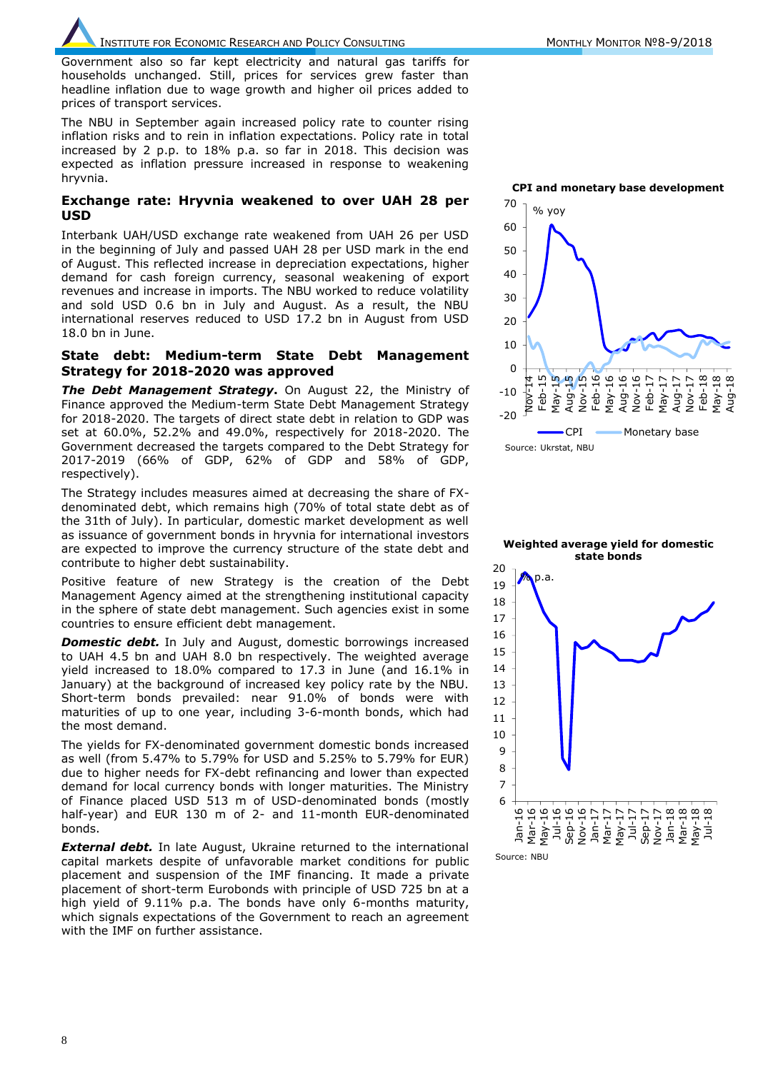Government also so far kept electricity and natural gas tariffs for households unchanged. Still, prices for services grew faster than headline inflation due to wage growth and higher oil prices added to prices of transport services.

The NBU in September again increased policy rate to counter rising inflation risks and to rein in inflation expectations. Policy rate in total increased by 2 p.p. to 18% p.a. so far in 2018. This decision was expected as inflation pressure increased in response to weakening hryvnia.

## Exchange rate: Hryvnia weakened to over UAH 28 per USD

Interbank UAH/USD exchange rate weakened from UAH 26 per USD in the beginning of July and passed UAH 28 per USD mark in the end of August. This reflected increase in depreciation expectations, higher demand for cash foreign currency, seasonal weakening of export revenues and increase in imports. The NBU worked to reduce volatility and sold USD 0.6 bn in July and August. As a result, the NBU international reserves reduced to USD 17.2 bn in August from USD 18.0 bn in June.

**CPI and monetary base development**

% yoy

70
60
50
40
30
20
10
0
-10
-20

Nov-14, Feb-15, May-15, Aug-15, Nov-15, Feb-16, May-16, Aug-16, Nov-16, Feb-17, May-17, Aug-17, Nov-17, Feb-18, May-18, Aug-18

CPI — Monetary base

Source: Ukrstat, NBU

## State debt: Medium-term State Debt Management Strategy for 2018-2020 was approved

***The Debt Management Strategy*.** On August 22, the Ministry of Finance approved the Medium-term State Debt Management Strategy for 2018-2020. The targets of direct state debt in relation to GDP was set at 60.0%, 52.2% and 49.0%, respectively for 2018-2020. The Government decreased the targets compared to the Debt Strategy for 2017-2019 (66% of GDP, 62% of GDP and 58% of GDP, respectively).

The Strategy includes measures aimed at decreasing the share of FX-denominated debt, which remains high (70% of total state debt as of the 31th of July). In particular, domestic market development as well as issuance of government bonds in hryvnia for international investors are expected to improve the currency structure of the state debt and contribute to higher debt sustainability.

Positive feature of new Strategy is the creation of the Debt Management Agency aimed at the strengthening institutional capacity in the sphere of state debt management. Such agencies exist in some countries to ensure efficient debt management.

***Domestic debt.*** In July and August, domestic borrowings increased to UAH 4.5 bn and UAH 8.0 bn respectively. The weighted average yield increased to 18.0% compared to 17.3 in June (and 16.1% in January) at the background of increased key policy rate by the NBU. Short-term bonds prevailed: near 91.0% of bonds were with maturities of up to one year, including 3-6-month bonds, which had the most demand.

**Weighted average yield for domestic state bonds**

% p.a.

20
19
18
17
16
15
14
13
12
11
10
9
8
7
6

Jan-16, Mar-16, May-16, Jul-16, Sep-16, Nov-16, Jan-17, Mar-17, May-17, Jul-17, Sep-17, Nov-17, Jan-18, Mar-18, May-18, Jul-18

Source: NBU

The yields for FX-denominated government domestic bonds increased as well (from 5.47% to 5.79% for USD and 5.25% to 5.79% for EUR) due to higher needs for FX-debt refinancing and lower than expected demand for local currency bonds with longer maturities. The Ministry of Finance placed USD 513 m of USD-denominated bonds (mostly half-year) and EUR 130 m of 2- and 11-month EUR-denominated bonds.

***External debt.*** In late August, Ukraine returned to the international capital markets despite of unfavorable market conditions for public placement and suspension of the IMF financing. It made a private placement of short-term Eurobonds with principle of USD 725 bn at a high yield of 9.11% p.a. The bonds have only 6-months maturity, which signals expectations of the Government to reach an agreement with the IMF on further assistance.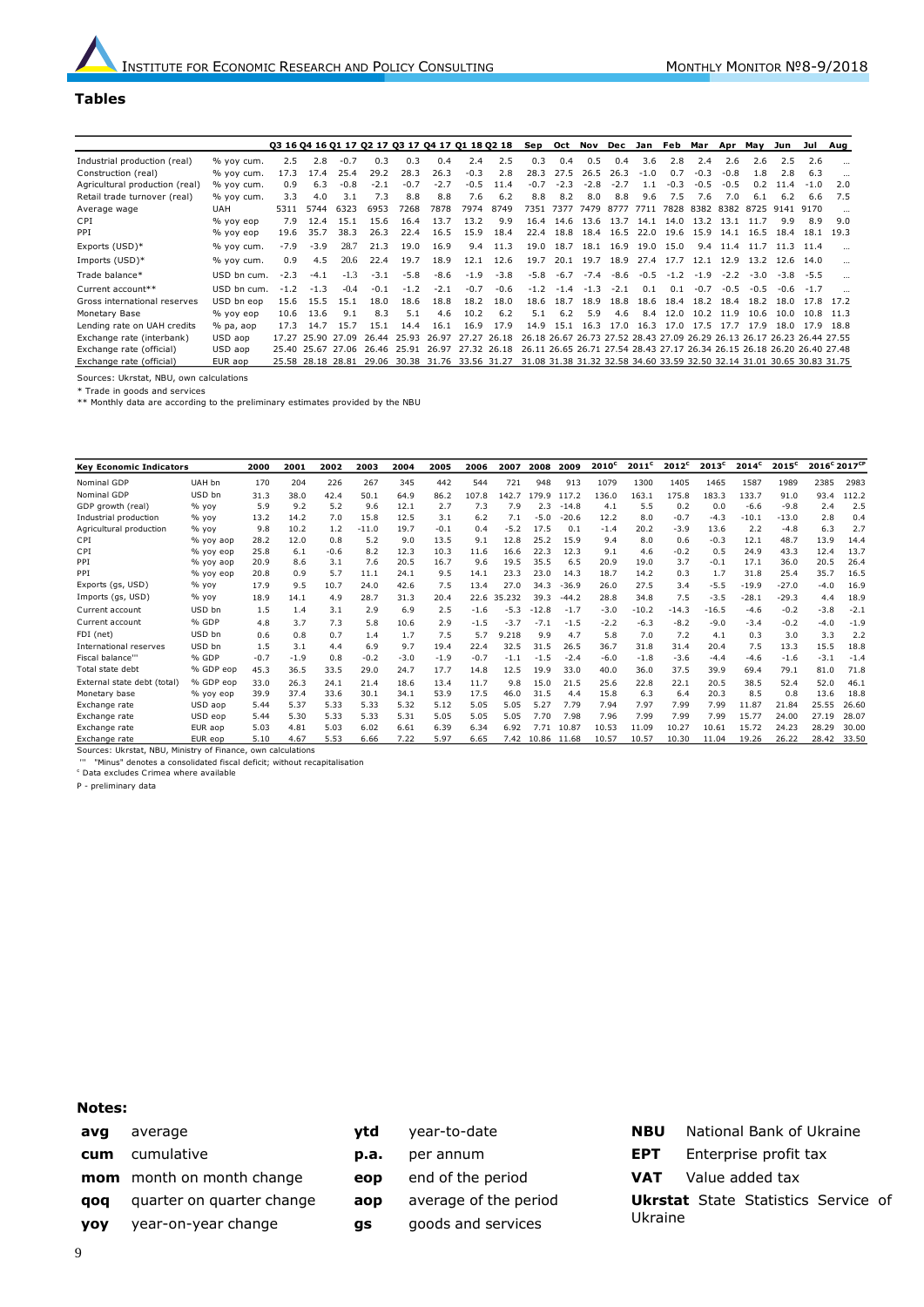## Tables

| | | Q3 16 | Q4 16 | Q1 17 | Q2 17 | Q3 17 | Q4 17 | Q1 18 | Q2 18 | Sep | Oct | Nov | Dec | Jan | Feb | Mar | Apr | May | Jun | Jul | Aug |
|---|---|---|---|---|---|---|---|---|---|---|---|---|---|---|---|---|---|---|---|---|---|
| Industrial production (real) | % yoy cum. | 2.5 | 2.8 | -0.7 | 0.3 | 0.3 | 0.4 | 2.4 | 2.5 | 0.3 | 0.4 | 0.5 | 0.4 | 3.6 | 2.8 | 2.4 | 2.6 | 2.6 | 2.5 | 2.6 | ... |
| Construction (real) | % yoy cum. | 17.3 | 17.4 | 25.4 | 29.2 | 28.3 | 26.3 | -0.3 | 2.8 | 28.3 | 27.5 | 26.5 | 26.3 | -1.0 | 0.7 | -0.3 | -0.8 | 1.8 | 2.8 | 6.3 | ... |
| Agricultural production (real) | % yoy cum. | 0.9 | 6.3 | -0.8 | -2.1 | -0.7 | -2.7 | -0.5 | 11.4 | -0.7 | -2.3 | -2.8 | -2.7 | 1.1 | -0.3 | -0.5 | -0.5 | 0.2 | 11.4 | -1.0 | 2.0 |
| Retail trade turnover (real) | % yoy cum. | 3.3 | 4.0 | 3.1 | 7.3 | 8.8 | 8.8 | 7.6 | 6.2 | 8.8 | 8.2 | 8.0 | 8.8 | 9.6 | 7.5 | 7.6 | 7.0 | 6.1 | 6.2 | 6.6 | 7.5 |
| Average wage | UAH | 5311 | 5744 | 6323 | 6953 | 7268 | 7878 | 7974 | 8749 | 7351 | 7377 | 7479 | 8777 | 7711 | 7828 | 8382 | 8382 | 8725 | 9141 | 9170 | ... |
| CPI | % yoy eop | 7.9 | 12.4 | 15.1 | 15.6 | 16.4 | 13.7 | 13.2 | 9.9 | 16.4 | 14.6 | 13.6 | 13.7 | 14.1 | 14.0 | 13.2 | 13.1 | 11.7 | 9.9 | 8.9 | 9.0 |
| PPI | % yoy eop | 19.6 | 35.7 | 38.3 | 26.3 | 22.4 | 16.5 | 15.9 | 18.4 | 22.4 | 18.8 | 18.4 | 16.5 | 22.0 | 19.6 | 15.9 | 14.1 | 16.5 | 18.4 | 18.1 | 19.3 |
| Exports (USD)* | % yoy cum. | -7.9 | -3.9 | 28.7 | 21.3 | 19.0 | 16.9 | 9.4 | 11.3 | 19.0 | 18.7 | 18.1 | 16.9 | 19.0 | 15.0 | 9.4 | 11.4 | 11.7 | 11.3 | 11.4 | ... |
| Imports (USD)* | % yoy cum. | 0.9 | 4.5 | 20.6 | 22.4 | 19.7 | 18.9 | 12.1 | 12.6 | 19.7 | 20.1 | 19.7 | 18.9 | 27.4 | 17.7 | 12.1 | 12.9 | 13.2 | 12.6 | 14.0 | ... |
| Trade balance* | USD bn cum. | -2.3 | -4.1 | -1.3 | -3.1 | -5.8 | -8.6 | -1.9 | -3.8 | -5.8 | -6.7 | -7.4 | -8.6 | -0.5 | -1.2 | -1.9 | -2.2 | -3.0 | -3.8 | -5.5 | ... |
| Current account** | USD bn cum. | -1.2 | -1.3 | -0.4 | -0.1 | -1.2 | -2.1 | -0.7 | -0.6 | -1.2 | -1.4 | -1.3 | -2.1 | 0.1 | 0.1 | -0.7 | -0.5 | -0.5 | -0.6 | -1.7 | ... |
| Gross international reserves | USD bn eop | 15.6 | 15.5 | 15.1 | 18.0 | 18.6 | 18.8 | 18.2 | 18.0 | 18.6 | 18.7 | 18.9 | 18.8 | 18.6 | 18.4 | 18.2 | 18.4 | 18.2 | 18.0 | 17.8 | 17.2 |
| Monetary Base | % yoy eop | 10.6 | 13.6 | 9.1 | 8.3 | 5.1 | 4.6 | 10.2 | 6.2 | 5.1 | 6.2 | 5.9 | 4.6 | 8.4 | 12.0 | 10.2 | 11.9 | 10.6 | 10.0 | 10.8 | 11.3 |
| Lending rate on UAH credits | % pa, aop | 17.3 | 14.7 | 15.7 | 15.1 | 14.4 | 16.1 | 16.9 | 17.9 | 14.9 | 15.1 | 16.3 | 17.0 | 16.3 | 17.0 | 17.5 | 17.7 | 17.9 | 18.0 | 17.9 | 18.8 |
| Exchange rate (interbank) | USD aop | 17.27 | 25.90 | 27.09 | 26.44 | 25.93 | 26.97 | 27.27 | 26.18 | 26.18 | 26.67 | 26.73 | 27.52 | 28.43 | 27.09 | 26.29 | 26.13 | 26.17 | 26.23 | 26.44 | 27.55 |
| Exchange rate (official) | USD aop | 25.40 | 25.67 | 27.06 | 26.46 | 25.91 | 26.97 | 27.32 | 26.18 | 26.11 | 26.65 | 26.71 | 27.54 | 28.43 | 27.17 | 26.34 | 26.15 | 26.18 | 26.20 | 26.40 | 27.48 |
| Exchange rate (official) | EUR aop | 25.58 | 28.18 | 28.81 | 29.06 | 30.38 | 31.76 | 33.56 | 31.27 | 31.08 | 31.38 | 31.32 | 32.58 | 34.60 | 33.59 | 32.50 | 32.14 | 31.01 | 30.65 | 30.83 | 31.75 |

Sources: Ukrstat, NBU, own calculations

* Trade in goods and services

** Monthly data are according to the preliminary estimates provided by the NBU

| Key Economic Indicators | | 2000 | 2001 | 2002 | 2003 | 2004 | 2005 | 2006 | 2007 | 2008 | 2009 | 2010[c] | 2011[c] | 2012[c] | 2013[c] | 2014[c] | 2015[c] | 2016[c] | 2017[cp] |
|---|---|---|---|---|---|---|---|---|---|---|---|---|---|---|---|---|---|---|---|
| Nominal GDP | UAH bn | 170 | 204 | 226 | 267 | 345 | 442 | 544 | 721 | 948 | 913 | 1079 | 1300 | 1405 | 1465 | 1587 | 1989 | 2385 | 2983 |
| Nominal GDP | USD bn | 31.3 | 38.0 | 42.4 | 50.1 | 64.9 | 86.2 | 107.8 | 142.7 | 179.9 | 117.2 | 136.0 | 163.1 | 175.8 | 183.3 | 133.7 | 91.0 | 93.4 | 112.2 |
| GDP growth (real) | % yoy | 5.9 | 9.2 | 5.2 | 9.6 | 12.1 | 2.7 | 7.3 | 7.9 | 2.3 | -14.8 | 4.1 | 5.5 | 0.2 | 0.0 | -6.6 | -9.8 | 2.4 | 2.5 |
| Industrial production | % yoy | 13.2 | 14.2 | 7.0 | 15.8 | 12.5 | 3.1 | 6.2 | 7.1 | -5.0 | -20.6 | 12.2 | 8.0 | -0.7 | -4.3 | -10.1 | -13.0 | 2.8 | 0.4 |
| Agricultural production | % yoy | 9.8 | 10.2 | 1.2 | -11.0 | 19.7 | -0.1 | 0.4 | -5.2 | 17.5 | 0.1 | -1.4 | 20.2 | -3.9 | 13.6 | 2.2 | -4.8 | 6.3 | 2.7 |
| CPI | % yoy aop | 28.2 | 12.0 | 0.8 | 5.2 | 9.0 | 13.5 | 9.1 | 12.8 | 25.2 | 15.9 | 9.4 | 8.0 | 0.6 | -0.3 | 12.1 | 48.7 | 13.9 | 14.4 |
| CPI | % yoy eop | 25.8 | 6.1 | -0.6 | 8.2 | 12.3 | 10.3 | 11.6 | 16.6 | 22.3 | 12.3 | 9.1 | 4.6 | -0.2 | 0.5 | 24.9 | 43.3 | 12.4 | 13.7 |
| PPI | % yoy aop | 20.9 | 8.6 | 3.1 | 7.6 | 20.5 | 16.7 | 9.6 | 19.5 | 35.5 | 6.5 | 20.9 | 19.0 | 3.7 | -0.1 | 17.1 | 36.0 | 20.5 | 26.4 |
| PPI | % yoy eop | 20.8 | 0.9 | 5.7 | 11.1 | 24.1 | 9.5 | 14.1 | 23.3 | 23.0 | 14.3 | 18.7 | 14.2 | 0.3 | 1.7 | 31.8 | 25.4 | 35.7 | 16.5 |
| Exports (gs, USD) | % yoy | 17.9 | 9.5 | 10.7 | 24.0 | 42.6 | 7.5 | 13.4 | 27.0 | 34.3 | -36.9 | 26.0 | 27.5 | 3.4 | -5.5 | -19.9 | -27.0 | -4.0 | 16.9 |
| Imports (gs, USD) | % yoy | 18.9 | 14.1 | 4.9 | 28.7 | 31.3 | 20.4 | 22.6 | 35.232 | 39.3 | -44.2 | 28.8 | 34.8 | 7.5 | -3.5 | -28.1 | -29.3 | 4.4 | 18.9 |
| Current account | USD bn | 1.5 | 1.4 | 3.1 | 2.9 | 6.9 | 2.5 | -1.6 | -5.3 | -12.8 | -1.7 | -3.0 | -10.2 | -14.3 | -16.5 | -4.6 | -0.2 | -3.8 | -2.1 |
| Current account | % GDP | 4.8 | 3.7 | 7.3 | 5.8 | 10.6 | 2.9 | -1.5 | -3.7 | -7.1 | -1.5 | -2.2 | -6.3 | -8.2 | -9.0 | -3.4 | -0.2 | -4.0 | -1.9 |
| FDI (net) | USD bn | 0.6 | 0.8 | 0.7 | 1.4 | 1.7 | 7.5 | 5.7 | 9.218 | 9.9 | 4.7 | 5.8 | 7.0 | 7.2 | 4.1 | 0.3 | 3.0 | 3.3 | 2.2 |
| International reserves | USD bn | 1.5 | 3.1 | 4.4 | 6.9 | 9.7 | 19.4 | 22.4 | 32.5 | 31.5 | 26.5 | 36.7 | 31.8 | 31.4 | 20.4 | 7.5 | 13.3 | 15.5 | 18.8 |
| Fiscal balance''' | % GDP | -0.7 | -1.9 | 0.8 | -0.2 | -3.0 | -1.9 | -0.7 | -1.1 | -1.5 | -2.4 | -6.0 | -1.8 | -3.6 | -4.4 | -4.6 | -1.6 | -3.1 | -1.4 |
| Total state debt | % GDP eop | 45.3 | 36.5 | 33.5 | 29.0 | 24.7 | 17.7 | 14.8 | 12.5 | 19.9 | 33.0 | 40.0 | 36.0 | 37.5 | 39.9 | 69.4 | 79.1 | 81.0 | 71.8 |
| External state debt (total) | % GDP eop | 33.0 | 26.3 | 24.1 | 21.4 | 18.6 | 13.4 | 11.7 | 9.8 | 15.0 | 21.5 | 25.6 | 22.8 | 22.1 | 20.5 | 38.5 | 52.4 | 52.0 | 46.1 |
| Monetary base | % yoy eop | 39.9 | 37.4 | 33.6 | 30.1 | 34.1 | 53.9 | 17.5 | 46.0 | 31.5 | 4.4 | 15.8 | 6.3 | 6.4 | 20.3 | 8.5 | 0.8 | 13.6 | 18.8 |
| Exchange rate | USD aop | 5.44 | 5.37 | 5.33 | 5.33 | 5.32 | 5.12 | 5.05 | 5.05 | 5.27 | 7.79 | 7.94 | 7.97 | 7.99 | 7.99 | 11.87 | 21.84 | 25.55 | 26.60 |
| Exchange rate | USD eop | 5.44 | 5.30 | 5.33 | 5.33 | 5.31 | 5.05 | 5.05 | 5.05 | 7.70 | 7.98 | 7.96 | 7.99 | 7.99 | 7.99 | 15.77 | 24.00 | 27.19 | 28.07 |
| Exchange rate | EUR aop | 5.03 | 4.81 | 5.03 | 6.02 | 6.61 | 6.39 | 6.34 | 6.92 | 7.71 | 10.87 | 10.53 | 11.09 | 10.27 | 10.61 | 15.72 | 24.23 | 28.29 | 30.00 |
| Exchange rate | EUR eop | 5.10 | 4.67 | 5.53 | 6.66 | 7.22 | 5.97 | 6.65 | 7.42 | 10.86 | 11.68 | 10.57 | 10.57 | 10.30 | 11.04 | 19.26 | 26.22 | 28.42 | 33.50 |

Sources: Ukrstat, NBU, Ministry of Finance, own calculations

''' "Minus" denotes a consolidated fiscal deficit; without recapitalisation

[c] Data excludes Crimea where available

P - preliminary data

**Notes:**

**avg** average

**cum** cumulative

**mom** month on month change

**qoq** quarter on quarter change

**yoy** year-on-year change

**ytd** year-to-date

**p.a.** per annum

**eop** end of the period

**aop** average of the period

**gs** goods and services

**NBU** National Bank of Ukraine

**EPT** Enterprise profit tax

**VAT** Value added tax

**Ukrstat** State Statistics Service of Ukraine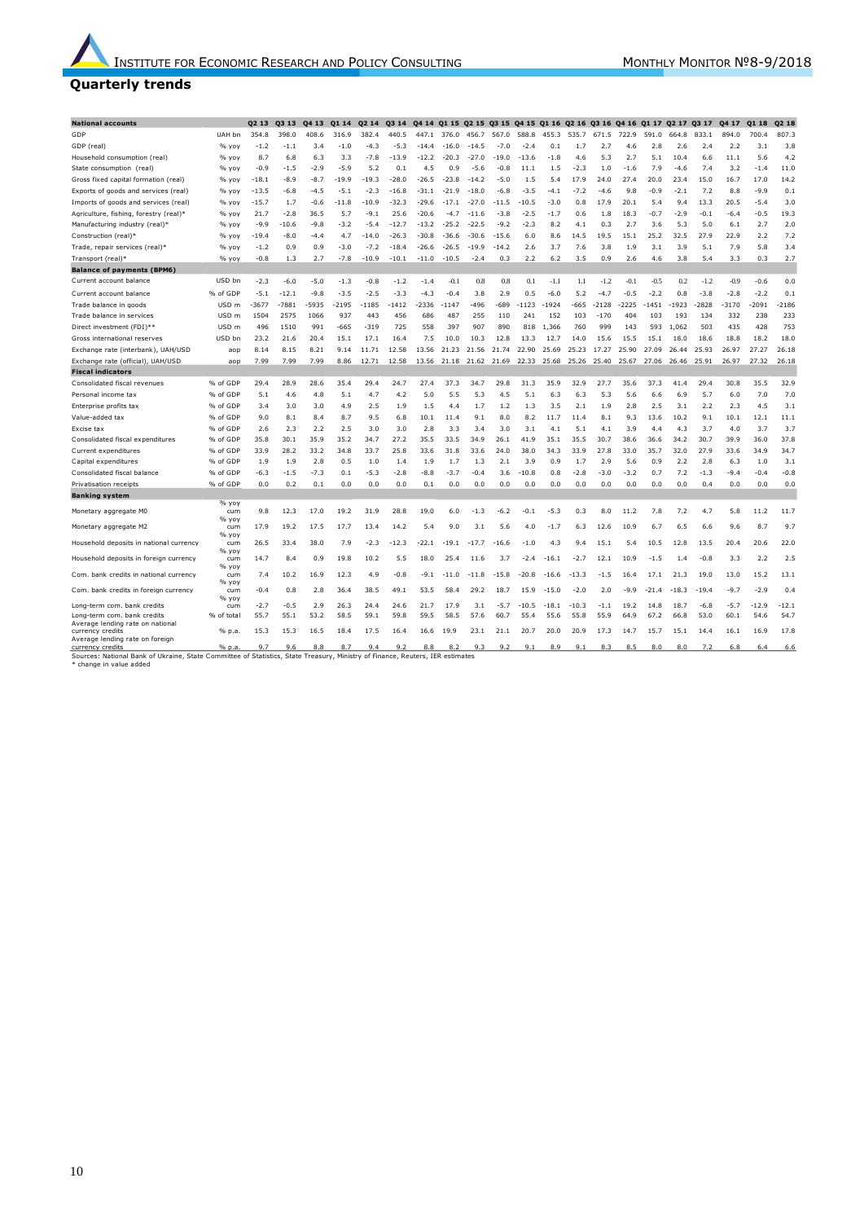## Quarterly trends

| National accounts | | Q2 13 | Q3 13 | Q4 13 | Q1 14 | Q2 14 | Q3 14 | Q4 14 | Q1 15 | Q2 15 | Q3 15 | Q4 15 | Q1 16 | Q2 16 | Q3 16 | Q4 16 | Q1 17 | Q2 17 | Q3 17 | Q4 17 | Q1 18 | Q2 18 |
|---|---|---|---|---|---|---|---|---|---|---|---|---|---|---|---|---|---|---|---|---|---|---|
| GDP | UAH bn | 354.8 | 398.0 | 408.6 | 316.9 | 382.4 | 440.5 | 447.1 | 376.0 | 456.7 | 567.0 | 588.8 | 455.3 | 535.7 | 671.5 | 722.9 | 591.0 | 664.8 | 833.1 | 894.0 | 700.4 | 807.3 |
| GDP (real) | % yoy | -1.2 | -1.1 | 3.4 | -1.0 | -4.3 | -5.3 | -14.4 | -16.0 | -14.5 | -7.0 | -2.4 | 0.1 | 1.7 | 2.7 | 4.6 | 2.8 | 2.6 | 2.4 | 2.2 | 3.1 | 3.8 |
| Household consumption (real) | % yoy | 8.7 | 6.8 | 6.3 | 3.3 | -7.8 | -13.9 | -12.2 | -20.3 | -27.0 | -19.0 | -13.6 | -1.8 | 4.6 | 5.3 | 2.7 | 5.1 | 10.4 | 6.6 | 11.1 | 5.6 | 4.2 |
| State consumption (real) | % yoy | -0.9 | -1.5 | -2.9 | -5.9 | 5.2 | 0.1 | 4.5 | 0.9 | -5.6 | -0.8 | 11.1 | 1.5 | -2.3 | 1.0 | -1.6 | 7.9 | -4.6 | 7.4 | 3.2 | -1.4 | 11.0 |
| Gross fixed capital formation (real) | % yoy | -18.1 | -8.9 | -8.7 | -19.9 | -19.3 | -28.0 | -26.5 | -23.8 | -14.2 | -5.0 | 1.5 | 5.4 | 17.9 | 24.0 | 27.4 | 20.0 | 23.4 | 15.0 | 16.7 | 17.0 | 14.2 |
| Exports of goods and services (real) | % yoy | -13.5 | -6.8 | -4.5 | -5.1 | -2.3 | -16.8 | -31.1 | -21.9 | -18.0 | -6.8 | -3.5 | -4.1 | -7.2 | -4.6 | 9.8 | -0.9 | -2.1 | 7.2 | 8.8 | -9.9 | 0.1 |
| Imports of goods and services (real) | % yoy | -15.7 | 1.7 | -0.6 | -11.8 | -10.9 | -32.3 | -29.6 | -17.1 | -27.0 | -11.5 | -10.5 | -3.0 | 0.8 | 17.9 | 20.1 | 5.4 | 9.4 | 13.3 | 20.5 | -5.4 | 3.0 |
| Agriculture, fishing, forestry (real)* | % yoy | 21.7 | -2.8 | 36.5 | 5.7 | -9.1 | 25.6 | -20.6 | -4.7 | -11.6 | -3.8 | -2.5 | -1.7 | 0.6 | 1.8 | 18.3 | -0.7 | -2.9 | -0.1 | -6.4 | -0.5 | 19.3 |
| Manufacturing industry (real)* | % yoy | -9.9 | -10.6 | -9.8 | -3.2 | -5.4 | -12.7 | -13.2 | -25.2 | -22.5 | -9.2 | -2.3 | 8.2 | 4.1 | 0.3 | 2.7 | 3.6 | 5.3 | 5.0 | 6.1 | 2.7 | 2.0 |
| Construction (real)* | % yoy | -19.4 | -8.0 | -4.4 | 4.7 | -14.0 | -26.3 | -30.8 | -36.6 | -30.6 | -15.6 | 6.0 | 8.6 | 14.5 | 19.5 | 15.1 | 25.2 | 32.5 | 27.9 | 22.9 | 2.2 | 7.2 |
| Trade, repair services (real)* | % yoy | -1.2 | 0.9 | 0.9 | -3.0 | -7.2 | -18.4 | -26.6 | -26.5 | -19.9 | -14.2 | 2.6 | 3.7 | 7.6 | 3.8 | 1.9 | 3.1 | 3.9 | 5.1 | 7.9 | 5.8 | 3.4 |
| Transport (real)* | % yoy | -0.8 | 1.3 | 2.7 | -7.8 | -10.9 | -10.1 | -11.0 | -10.5 | -2.4 | 0.3 | 2.2 | 6.2 | 3.5 | 0.9 | 2.6 | 4.6 | 3.8 | 5.4 | 3.3 | 0.3 | 2.7 |
| **Balance of payments (BPM6)** | | | | | | | | | | | | | | | | | | | | | | |
| Current account balance | USD bn | -2.3 | -6.0 | -5.0 | -1.3 | -0.8 | -1.2 | -1.4 | -0.1 | 0.8 | 0.8 | 0.1 | -1.1 | 1.1 | -1.2 | -0.1 | -0.5 | 0.2 | -1.2 | -0.9 | -0.6 | 0.0 |
| Current account balance | % of GDP | -5.1 | -12.1 | -9.8 | -3.5 | -2.5 | -3.3 | -4.3 | -0.4 | 3.8 | 2.9 | 0.5 | -6.0 | 5.2 | -4.7 | -0.5 | -2.2 | 0.8 | -3.8 | -2.8 | -2.2 | 0.1 |
| Trade balance in goods | USD m | -3677 | -7881 | -5935 | -2195 | -1185 | -1412 | -2336 | -1147 | -496 | -689 | -1123 | -1924 | -665 | -2128 | -2225 | -1451 | -1923 | -2828 | -3170 | -2091 | -2186 |
| Trade balance in services | USD m | 1504 | 2575 | 1066 | 937 | 443 | 456 | 686 | 487 | 255 | 110 | 241 | 152 | 103 | -170 | 404 | 103 | 193 | 134 | 332 | 238 | 233 |
| Direct investment (FDI)** | USD m | 496 | 1510 | 991 | -665 | -319 | 725 | 558 | 397 | 907 | 890 | 818 | 1,366 | 760 | 999 | 143 | 593 | 1,062 | 503 | 435 | 428 | 753 |
| Gross international reserves | USD bn | 23.2 | 21.6 | 20.4 | 15.1 | 17.1 | 16.4 | 7.5 | 10.0 | 10.3 | 12.8 | 13.3 | 12.7 | 14.0 | 15.6 | 15.5 | 15.1 | 18.0 | 18.6 | 18.8 | 18.2 | 18.0 |
| Exchange rate (interbank), UAH/USD | aop | 8.14 | 8.15 | 8.21 | 9.14 | 11.71 | 12.58 | 13.56 | 21.23 | 21.56 | 21.74 | 22.90 | 25.69 | 25.23 | 17.27 | 25.90 | 27.09 | 26.44 | 25.93 | 26.97 | 27.27 | 26.18 |
| Exchange rate (official), UAH/USD | aop | 7.99 | 7.99 | 7.99 | 8.86 | 12.71 | 12.58 | 13.56 | 21.18 | 21.62 | 21.69 | 22.33 | 25.68 | 25.26 | 25.40 | 25.67 | 27.06 | 26.46 | 25.91 | 26.97 | 27.32 | 26.18 |
| **Fiscal indicators** | | | | | | | | | | | | | | | | | | | | | | |
| Consolidated fiscal revenues | % of GDP | 29.4 | 28.9 | 28.6 | 35.4 | 29.4 | 24.7 | 27.4 | 37.3 | 34.7 | 29.8 | 31.3 | 35.9 | 32.9 | 27.7 | 35.6 | 37.3 | 41.4 | 29.4 | 30.8 | 35.5 | 32.9 |
| Personal income tax | % of GDP | 5.1 | 4.6 | 4.8 | 5.1 | 4.7 | 4.2 | 5.0 | 5.5 | 5.3 | 4.5 | 5.1 | 6.3 | 6.3 | 5.3 | 5.6 | 6.6 | 6.9 | 5.7 | 6.0 | 7.0 | 7.0 |
| Enterprise profits tax | % of GDP | 3.4 | 3.0 | 3.0 | 4.9 | 2.5 | 1.9 | 1.5 | 4.4 | 1.7 | 1.2 | 1.3 | 3.5 | 2.1 | 1.9 | 2.8 | 2.5 | 3.1 | 2.2 | 2.3 | 4.5 | 3.1 |
| Value-added tax | % of GDP | 9.0 | 8.1 | 8.4 | 8.7 | 9.5 | 6.8 | 10.1 | 11.4 | 9.1 | 8.0 | 8.2 | 11.7 | 11.4 | 8.1 | 9.3 | 13.6 | 10.2 | 9.1 | 10.1 | 12.1 | 11.1 |
| Excise tax | % of GDP | 2.6 | 2.3 | 2.2 | 2.5 | 3.0 | 3.0 | 2.8 | 3.3 | 3.4 | 3.0 | 3.1 | 4.1 | 5.1 | 4.1 | 3.9 | 4.4 | 4.3 | 3.7 | 4.0 | 3.7 | 3.7 |
| Consolidated fiscal expenditures | % of GDP | 35.8 | 30.1 | 35.9 | 35.2 | 34.7 | 27.2 | 35.5 | 33.5 | 34.9 | 26.1 | 41.9 | 35.1 | 35.5 | 30.7 | 38.6 | 36.6 | 34.2 | 30.7 | 39.9 | 36.0 | 37.8 |
| Current expenditures | % of GDP | 33.9 | 28.2 | 33.2 | 34.8 | 33.7 | 25.8 | 33.6 | 31.8 | 33.6 | 24.0 | 38.0 | 34.3 | 33.9 | 27.8 | 33.0 | 35.7 | 32.0 | 27.9 | 33.6 | 34.9 | 34.7 |
| Capital expenditures | % of GDP | 1.9 | 1.9 | 2.8 | 0.5 | 1.0 | 1.4 | 1.9 | 1.7 | 1.3 | 2.1 | 3.9 | 0.9 | 1.7 | 2.9 | 5.6 | 0.9 | 2.2 | 2.8 | 6.3 | 1.0 | 3.1 |
| Consolidated fiscal balance | % of GDP | -6.3 | -1.5 | -7.3 | 0.1 | -5.3 | -2.8 | -8.8 | -3.7 | -0.4 | 3.6 | -10.8 | 0.8 | -2.8 | -3.0 | -3.2 | 0.7 | 7.2 | -1.3 | -9.4 | -0.4 | -0.8 |
| Privatisation receipts | % of GDP | 0.0 | 0.2 | 0.1 | 0.0 | 0.0 | 0.0 | 0.1 | 0.0 | 0.0 | 0.0 | 0.0 | 0.0 | 0.0 | 0.0 | 0.0 | 0.0 | 0.0 | 0.4 | 0.0 | 0.0 | 0.0 |
| **Banking system** | | | | | | | | | | | | | | | | | | | | | | |
| Monetary aggregate M0 | % yoy cum | 9.8 | 12.3 | 17.0 | 19.2 | 31.9 | 28.8 | 19.0 | 6.0 | -1.3 | -6.2 | -0.1 | -5.3 | 0.3 | 8.0 | 11.2 | 7.8 | 7.2 | 4.7 | 5.8 | 11.2 | 11.7 |
| Monetary aggregate M2 | % yoy cum | 17.9 | 19.2 | 17.5 | 17.7 | 13.4 | 14.2 | 5.4 | 9.0 | 3.1 | 5.6 | 4.0 | -1.7 | 6.3 | 12.6 | 10.9 | 6.7 | 6.5 | 6.6 | 9.6 | 8.7 | 9.7 |
| Household deposits in national currency | % yoy cum | 26.5 | 33.4 | 38.0 | 7.9 | -2.3 | -12.3 | -22.1 | -19.1 | -17.7 | -16.6 | -1.0 | 4.3 | 9.4 | 15.1 | 5.4 | 10.5 | 12.8 | 13.5 | 20.4 | 20.6 | 22.0 |
| Household deposits in foreign currency | % yoy cum | 14.7 | 8.4 | 0.9 | 19.8 | 10.2 | 5.5 | 18.0 | 25.4 | 11.6 | 3.7 | -2.4 | -16.1 | -2.7 | 12.1 | 10.9 | -1.5 | 1.4 | -0.8 | 3.3 | 2.2 | 2.5 |
| Com. bank credits in national currency | % yoy cum | 7.4 | 10.2 | 16.9 | 12.3 | 4.9 | -0.8 | -9.1 | -11.0 | -11.8 | -15.8 | -20.8 | -16.6 | -13.3 | -1.5 | 16.4 | 17.1 | 21.3 | 19.0 | 13.0 | 15.2 | 13.1 |
| Com. bank credits in foreign currency | % yoy cum | -0.4 | 0.8 | 2.8 | 36.4 | 38.5 | 49.1 | 53.5 | 58.4 | 29.2 | 18.7 | 15.9 | -15.0 | -2.0 | 2.0 | -9.9 | -21.4 | -18.3 | -19.4 | -9.7 | -2.9 | 0.4 |
| Long-term com. bank credits | % yoy cum | -2.7 | -0.5 | 2.9 | 26.3 | 24.4 | 24.6 | 21.7 | 17.9 | 3.1 | -5.7 | -10.5 | -18.1 | -10.3 | -1.1 | 19.2 | 14.8 | 18.7 | -6.8 | -5.7 | -12.9 | -12.1 |
| Long-term com. bank credits | % of total | 55.7 | 55.1 | 53.2 | 58.5 | 59.1 | 59.8 | 59.5 | 58.5 | 57.6 | 60.7 | 55.4 | 55.6 | 55.8 | 55.9 | 64.9 | 67.2 | 66.8 | 53.0 | 60.1 | 54.6 | 54.7 |
| Average lending rate on national currency credits | % p.a. | 15.3 | 15.3 | 16.5 | 18.4 | 17.5 | 16.4 | 16.6 | 19.9 | 23.1 | 21.1 | 20.7 | 20.0 | 20.9 | 17.3 | 14.7 | 15.7 | 15.1 | 14.4 | 16.1 | 16.9 | 17.8 |
| Average lending rate on foreign currency credits | % p.a. | 9.7 | 9.6 | 8.8 | 8.7 | 9.4 | 9.2 | 8.8 | 8.2 | 9.3 | 9.2 | 9.1 | 8.9 | 9.1 | 8.3 | 8.5 | 8.0 | 8.0 | 7.2 | 6.8 | 6.4 | 6.6 |

Sources: National Bank of Ukraine, State Committee of Statistics, State Treasury, Ministry of Finance, Reuters, IER estimates

\* change in value added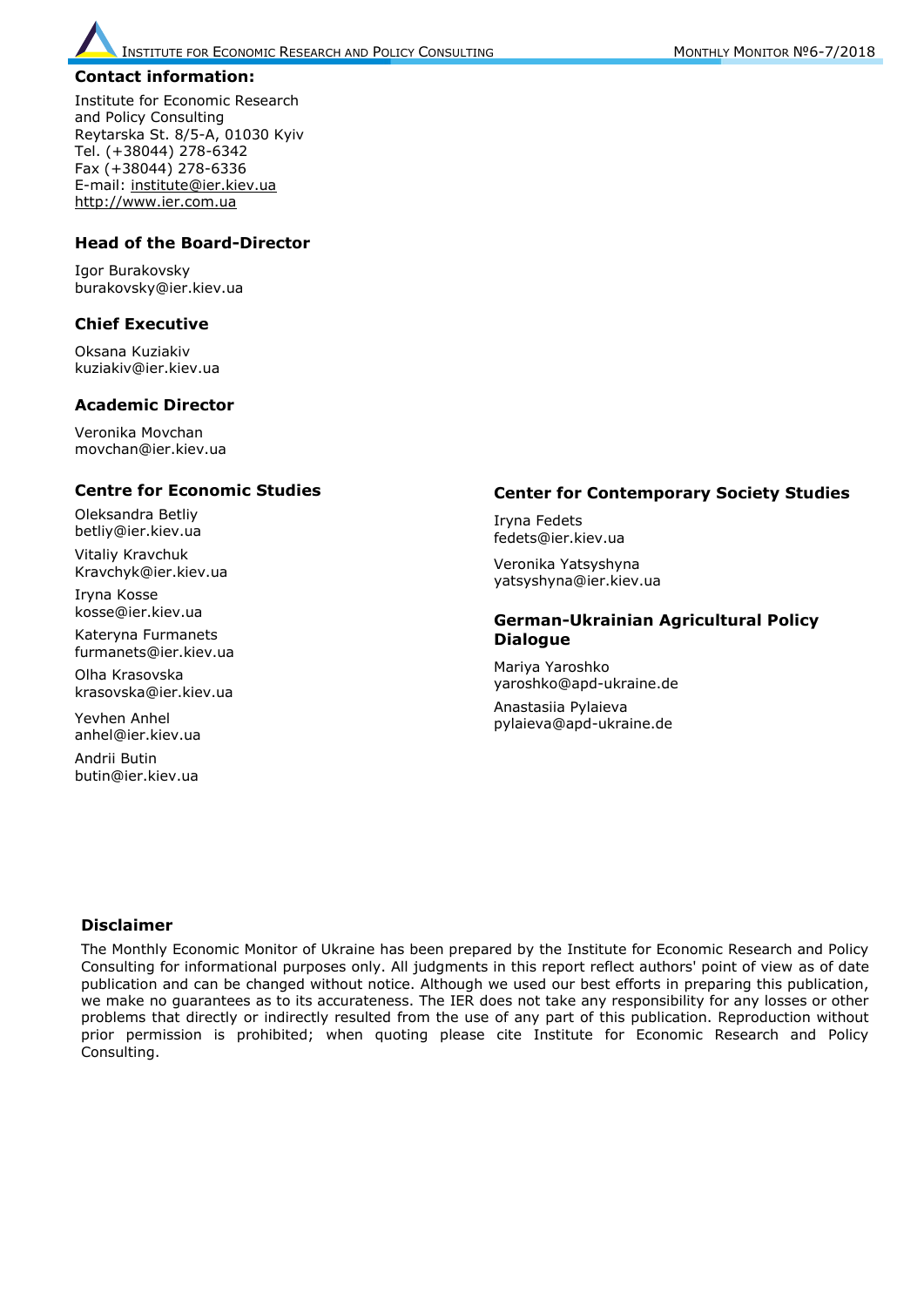**Contact information:**

Institute for Economic Research
and Policy Consulting
Reytarska St. 8/5-A, 01030 Kyiv
Tel. (+38044) 278-6342
Fax (+38044) 278-6336
E-mail: institute@ier.kiev.ua
http://www.ier.com.ua

### Head of the Board-Director

Igor Burakovsky
burakovsky@ier.kiev.ua

### Chief Executive

Oksana Kuziakiv
kuziakiv@ier.kiev.ua

### Academic Director

Veronika Movchan
movchan@ier.kiev.ua

### Centre for Economic Studies

Oleksandra Betliy
betliy@ier.kiev.ua

Vitaliy Kravchuk
Kravchyk@ier.kiev.ua

Iryna Kosse
kosse@ier.kiev.ua

Kateryna Furmanets
furmanets@ier.kiev.ua

Olha Krasovska
krasovska@ier.kiev.ua

Yevhen Anhel
anhel@ier.kiev.ua

Andrii Butin
butin@ier.kiev.ua

### Center for Contemporary Society Studies

Iryna Fedets
fedets@ier.kiev.ua

Veronika Yatsyshyna
yatsyshyna@ier.kiev.ua

### German-Ukrainian Agricultural Policy Dialogue

Mariya Yaroshko
yaroshko@apd-ukraine.de

Anastasiia Pylaieva
pylaieva@apd-ukraine.de

### Disclaimer

The Monthly Economic Monitor of Ukraine has been prepared by the Institute for Economic Research and Policy Consulting for informational purposes only. All judgments in this report reflect authors' point of view as of date publication and can be changed without notice. Although we used our best efforts in preparing this publication, we make no guarantees as to its accurateness. The IER does not take any responsibility for any losses or other problems that directly or indirectly resulted from the use of any part of this publication. Reproduction without prior permission is prohibited; when quoting please cite Institute for Economic Research and Policy Consulting.